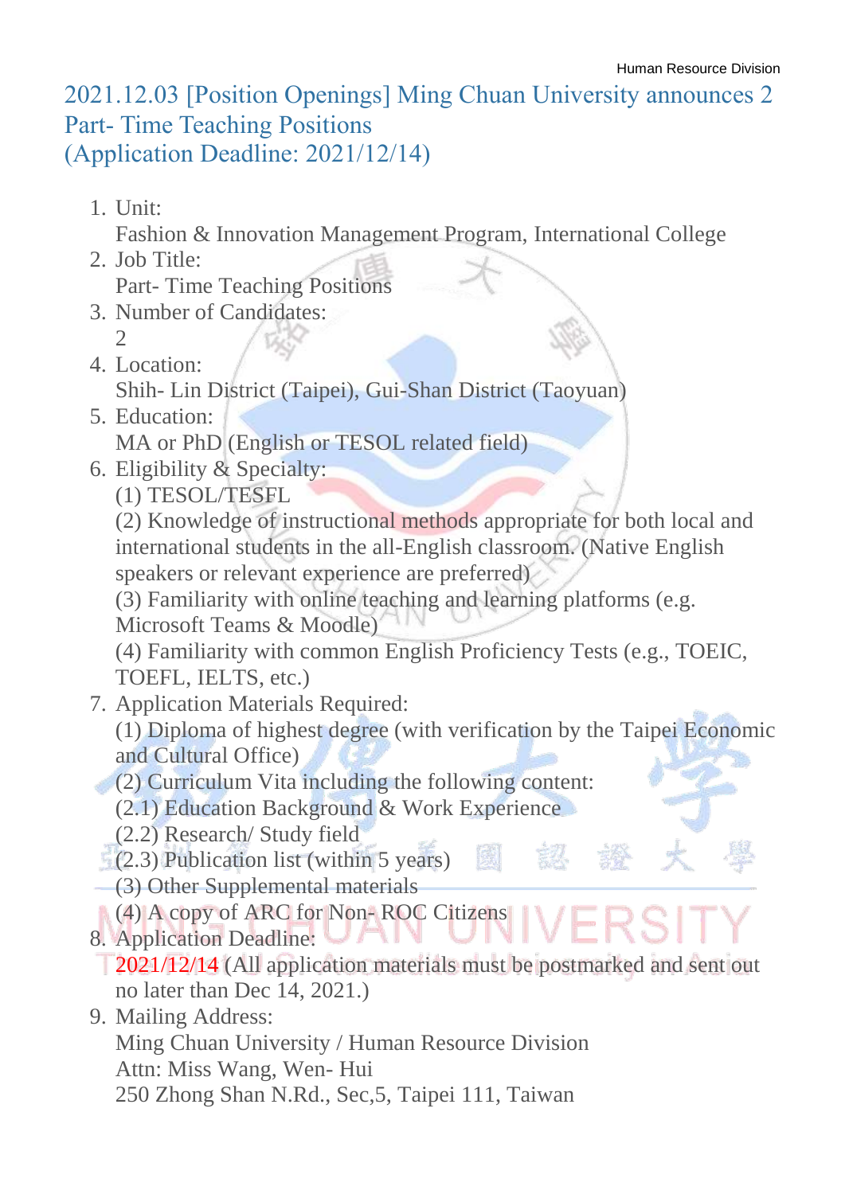Human Resource Division

# 2021.12.03 [Position Openings] Ming Chuan University announces 2 Part- Time Teaching Positions (Application Deadline: 2021/12/14)

1. Unit:
   Fashion & Innovation Management Program, International College
2. Job Title:
   Part- Time Teaching Positions
3. Number of Candidates:
   2
4. Location:
   Shih- Lin District (Taipei), Gui-Shan District (Taoyuan)
5. Education:
   MA or PhD (English or TESOL related field)
6. Eligibility & Specialty:
   (1) TESOL/TESFL
   (2) Knowledge of instructional methods appropriate for both local and international students in the all-English classroom. (Native English speakers or relevant experience are preferred)
   (3) Familiarity with online teaching and learning platforms (e.g. Microsoft Teams & Moodle)
   (4) Familiarity with common English Proficiency Tests (e.g., TOEIC, TOEFL, IELTS, etc.)
7. Application Materials Required:
   (1) Diploma of highest degree (with verification by the Taipei Economic and Cultural Office)
   (2) Curriculum Vita including the following content:
   (2.1) Education Background & Work Experience
   (2.2) Research/ Study field
   (2.3) Publication list (within 5 years)
   (3) Other Supplemental materials
   (4) A copy of ARC for Non- ROC Citizens
8. Application Deadline:
   2021/12/14 (All application materials must be postmarked and sent out no later than Dec 14, 2021.)
9. Mailing Address:
   Ming Chuan University / Human Resource Division
   Attn: Miss Wang, Wen- Hui
   250 Zhong Shan N.Rd., Sec,5, Taipei 111, Taiwan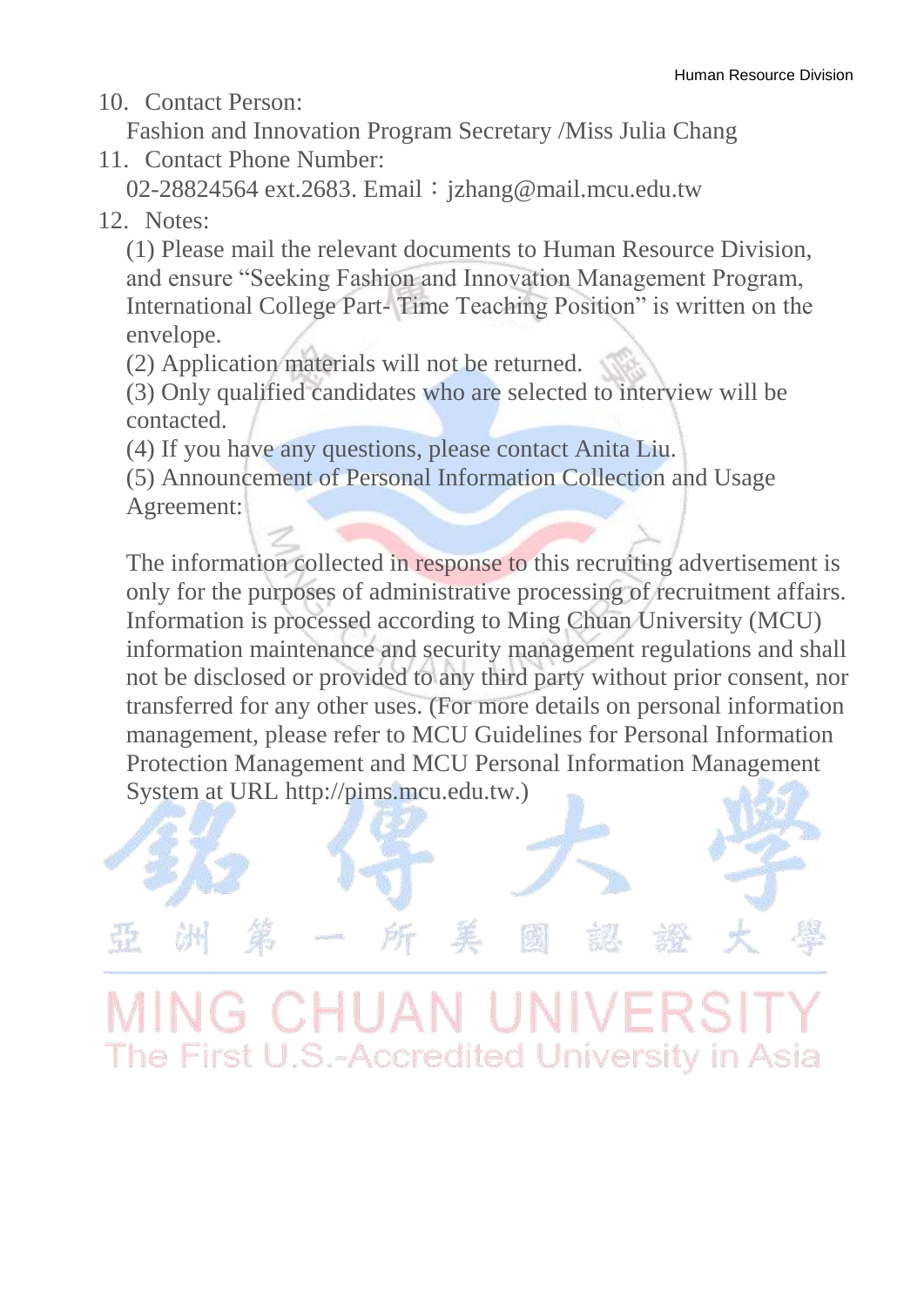10. Contact Person:
    Fashion and Innovation Program Secretary /Miss Julia Chang
11. Contact Phone Number:
    02-28824564 ext.2683. Email：jzhang@mail.mcu.edu.tw
12. Notes:
    (1) Please mail the relevant documents to Human Resource Division, and ensure “Seeking Fashion and Innovation Management Program, International College Part- Time Teaching Position” is written on the envelope.
    (2) Application materials will not be returned.
    (3) Only qualified candidates who are selected to interview will be contacted.
    (4) If you have any questions, please contact Anita Liu.
    (5) Announcement of Personal Information Collection and Usage Agreement:

    The information collected in response to this recruiting advertisement is only for the purposes of administrative processing of recruitment affairs. Information is processed according to Ming Chuan University (MCU) information maintenance and security management regulations and shall not be disclosed or provided to any third party without prior consent, nor transferred for any other uses. (For more details on personal information management, please refer to MCU Guidelines for Personal Information Protection Management and MCU Personal Information Management System at URL http://pims.mcu.edu.tw.)